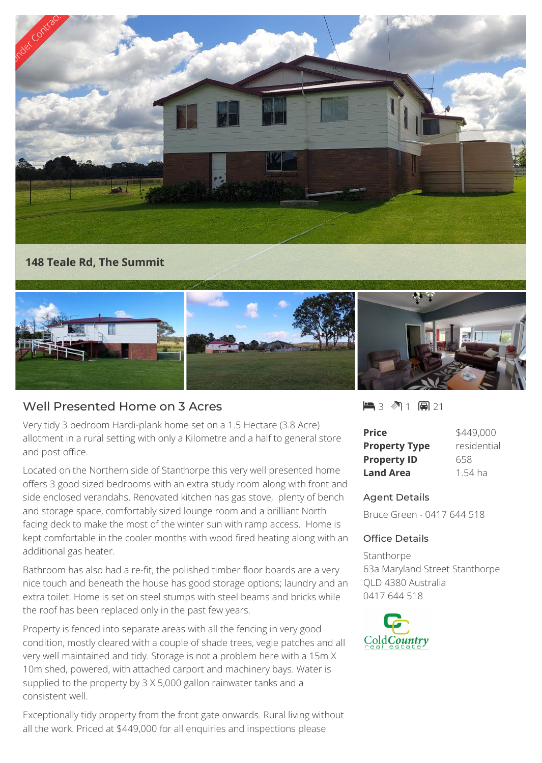148 Teale Rd, The Summit

## Well Presented Home on 3 Acres

3 1 21

Very tidy 3 bedroom Hardi-plank home set on a 1.5 Hectare (3.8 Acre) allotment in a rural setting with only a Kilometre and a half to general store and post office.

Located on the Northern side of Stanthorpe this very well presented home offers 3 good sized bedrooms with an extra study room along with front and side enclosed verandahs. Renovated kitchen has gas stove, plenty of bench and storage space, comfortably sized lounge room and a brilliant North facing deck to make the most of the winter sun with ramp access. Home is kept comfortable in the cooler months with wood fired heating along with an additional gas heater.

Bathroom has also had a re-fit, the polished timber floor boards are a very nice touch and beneath the house has good storage options; laundry and an extra toilet. Home is set on steel stumps with steel beams and bricks while the roof has been replaced only in the past few years.

Property is fenced into separate areas with all the fencing in very good condition, mostly cleared with a couple of shade trees, vegie patches and all very well maintained and tidy. Storage is not a problem here with a 15m X 10m shed, powered, with attached carport and machinery bays. Water is supplied to the property by 3 X 5,000 gallon rainwater tanks and a consistent well.

Exceptionally tidy property from the front gate onwards. Rural living without all the work. Priced at $449,000 for all enquiries and inspections please

| | |
|---|---|
| **Price** | $449,000 |
| **Property Type** | residential |
| **Property ID** | 658 |
| **Land Area** | 1.54 ha |

### Agent Details

Bruce Green - 0417 644 518

### Office Details

Stanthorpe
63a Maryland Street Stanthorpe
QLD 4380 Australia
0417 644 518

ColdCountry real estate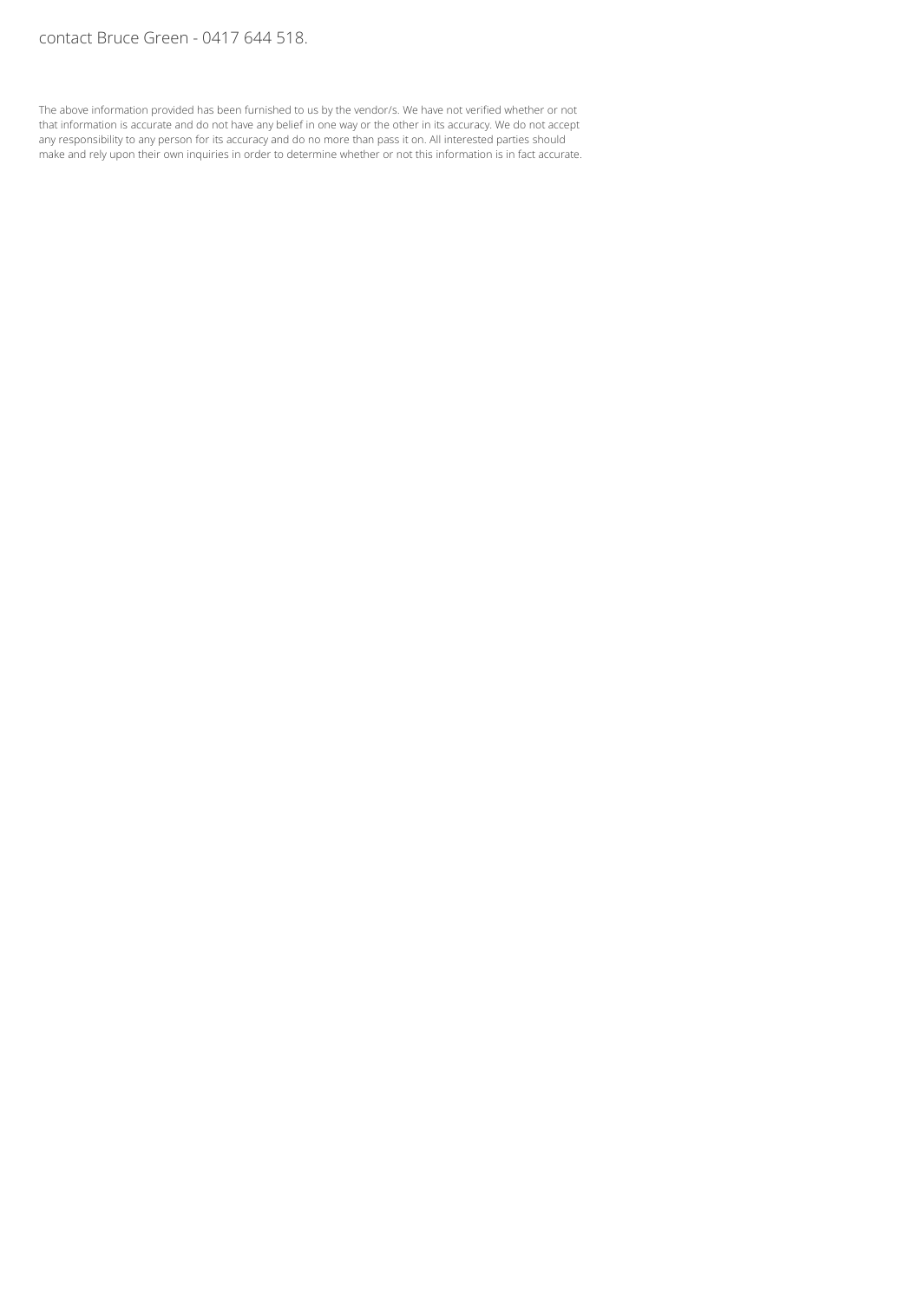contact Bruce Green - 0417 644 518.

The above information provided has been furnished to us by the vendor/s. We have not verified whether or not that information is accurate and do not have any belief in one way or the other in its accuracy. We do not accept any responsibility to any person for its accuracy and do no more than pass it on. All interested parties should make and rely upon their own inquiries in order to determine whether or not this information is in fact accurate.